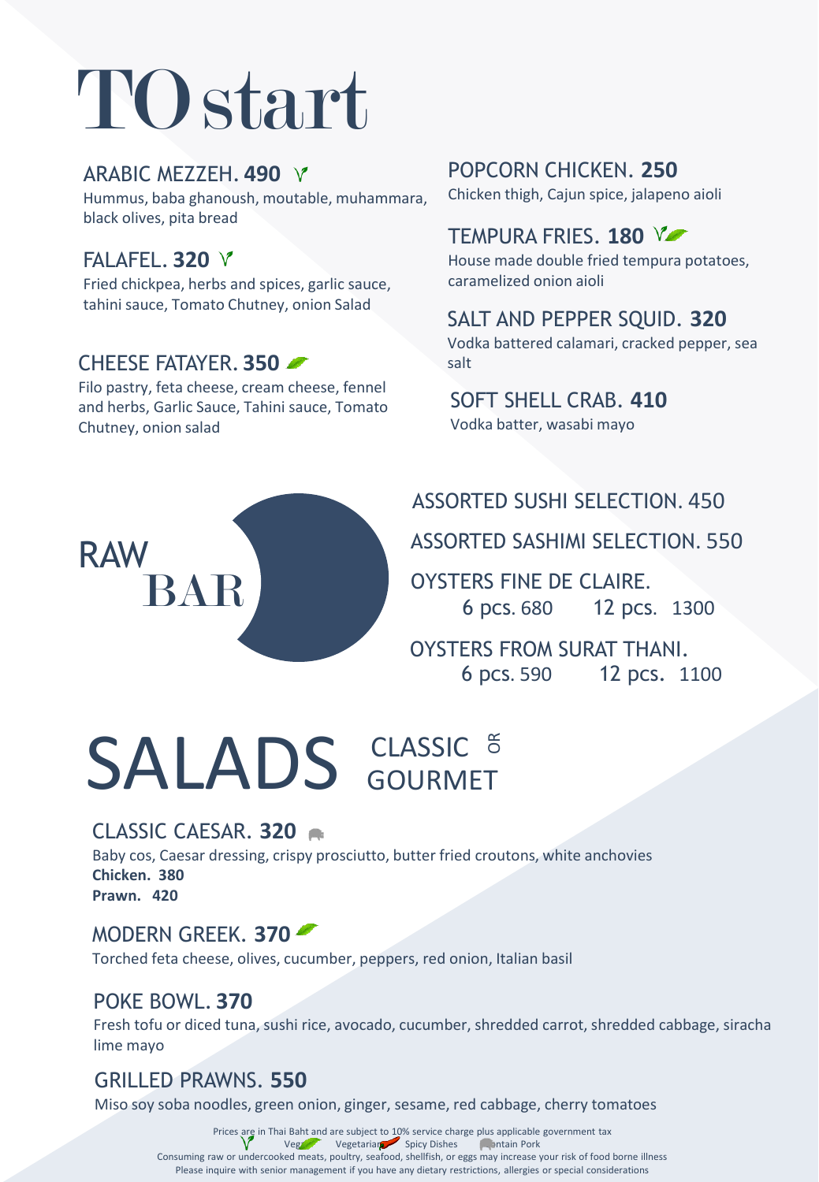# TO start

## ARABIC MEZZEH. **490**

Hummus, baba ghanoush, moutable, muhammara, black olives, pita bread

## FALAFEL. **320**

Fried chickpea, herbs and spices, garlic sauce, tahini sauce, Tomato Chutney, onion Salad

## CHEESE FATAYER. **350**

Filo pastry, feta cheese, cream cheese, fennel and herbs, Garlic Sauce, Tahini sauce, Tomato Chutney, onion salad

## POPCORN CHICKEN. **250**

Chicken thigh, Cajun spice, jalapeno aioli

## TEMPURA FRIES. **180**

House made double fried tempura potatoes, caramelized onion aioli

## SALT AND PEPPER SQUID. **320**

Vodka battered calamari, cracked pepper, sea salt

## SOFT SHELL CRAB. **410**

Vodka batter, wasabi mayo

# RAW BAR

ASSORTED SUSHI SELECTION. 450

ASSORTED SASHIMI SELECTION. 550

OYSTERS FINE DE CLAIRE.
6 pcs. 680 12 pcs. 1300

OYSTERS FROM SURAT THANI.
6 pcs. 590 12 pcs. 1100

# SALADS CLASSIC OR GOURMET

## CLASSIC CAESAR. **320**

Baby cos, Caesar dressing, crispy prosciutto, butter fried croutons, white anchovies
**Chicken. 380**
**Prawn. 420**

## MODERN GREEK. **370**

Torched feta cheese, olives, cucumber, peppers, red onion, Italian basil

## POKE BOWL. **370**

Fresh tofu or diced tuna, sushi rice, avocado, cucumber, shredded carrot, shredded cabbage, siracha lime mayo

## GRILLED PRAWNS. **550**

Miso soy soba noodles, green onion, ginger, sesame, red cabbage, cherry tomatoes

Prices are in Thai Baht and are subject to 10% service charge plus applicable government tax
Vegan Vegetarian Spicy Dishes Contain Pork
Consuming raw or undercooked meats, poultry, seafood, shellfish, or eggs may increase your risk of food borne illness
Please inquire with senior management if you have any dietary restrictions, allergies or special considerations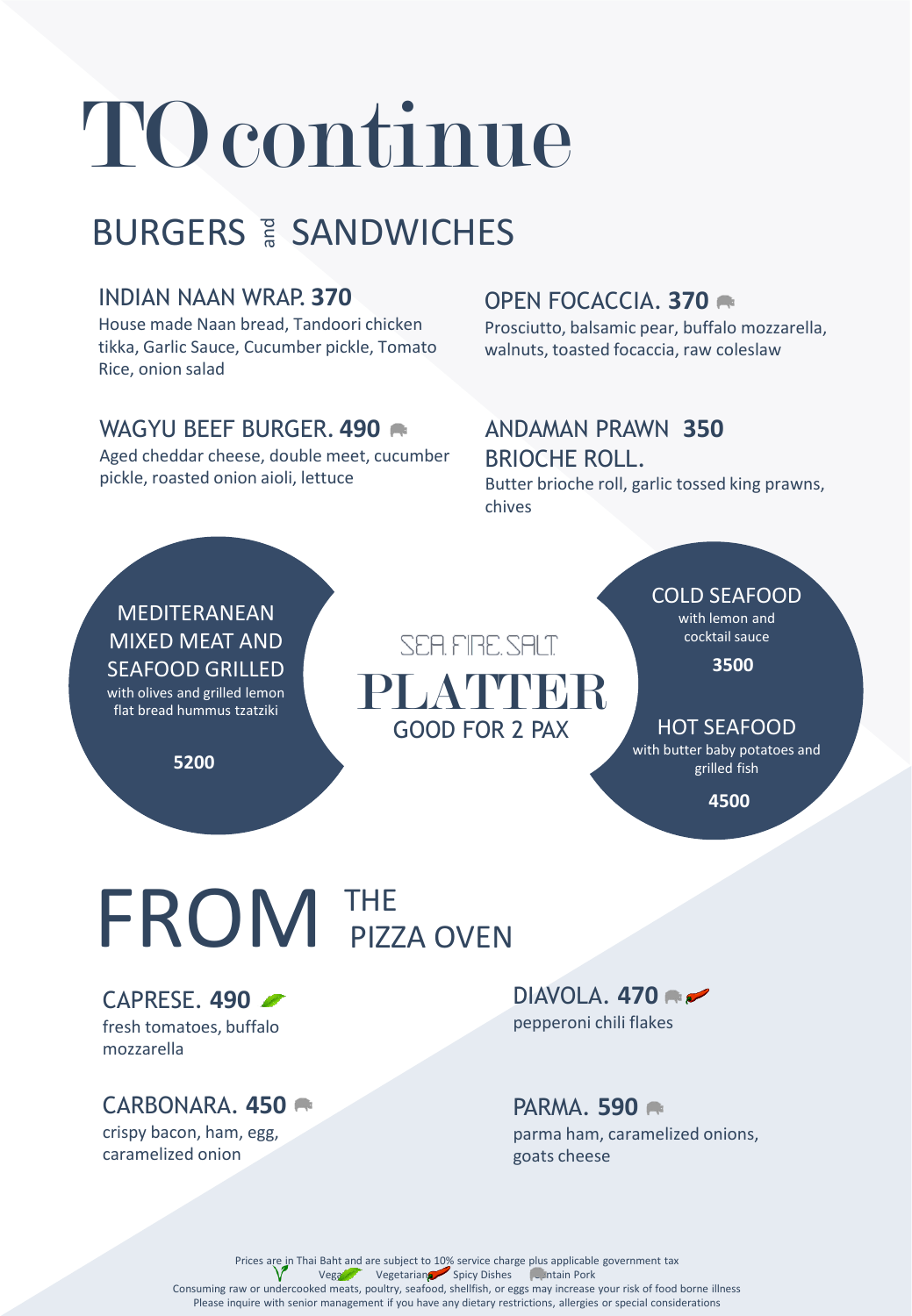# TO continue

## BURGERS and SANDWICHES

### INDIAN NAAN WRAP. **370**

House made Naan bread, Tandoori chicken tikka, Garlic Sauce, Cucumber pickle, Tomato Rice, onion salad

### OPEN FOCACCIA. **370**

Prosciutto, balsamic pear, buffalo mozzarella, walnuts, toasted focaccia, raw coleslaw

### WAGYU BEEF BURGER. **490**

Aged cheddar cheese, double meet, cucumber pickle, roasted onion aioli, lettuce

### ANDAMAN PRAWN BRIOCHE ROLL. **350**

Butter brioche roll, garlic tossed king prawns, chives

## SEA. FIRE. SALT. PLATTER

GOOD FOR 2 PAX

### MEDITERANEAN MIXED MEAT AND SEAFOOD GRILLED

with olives and grilled lemon flat bread hummus tzatziki

**5200**

### COLD SEAFOOD

with lemon and cocktail sauce

**3500**

### HOT SEAFOOD

with butter baby potatoes and grilled fish

**4500**

## FROM THE PIZZA OVEN

### CAPRESE. **490**

fresh tomatoes, buffalo mozzarella

### DIAVOLA. **470**

pepperoni chili flakes

### CARBONARA. **450**

crispy bacon, ham, egg, caramelized onion

### PARMA. **590**

parma ham, caramelized onions, goats cheese

Prices are in Thai Baht and are subject to 10% service charge plus applicable government tax

Vegan Vegetarian Spicy Dishes Contain Pork

Consuming raw or undercooked meats, poultry, seafood, shellfish, or eggs may increase your risk of food borne illness

Please inquire with senior management if you have any dietary restrictions, allergies or special considerations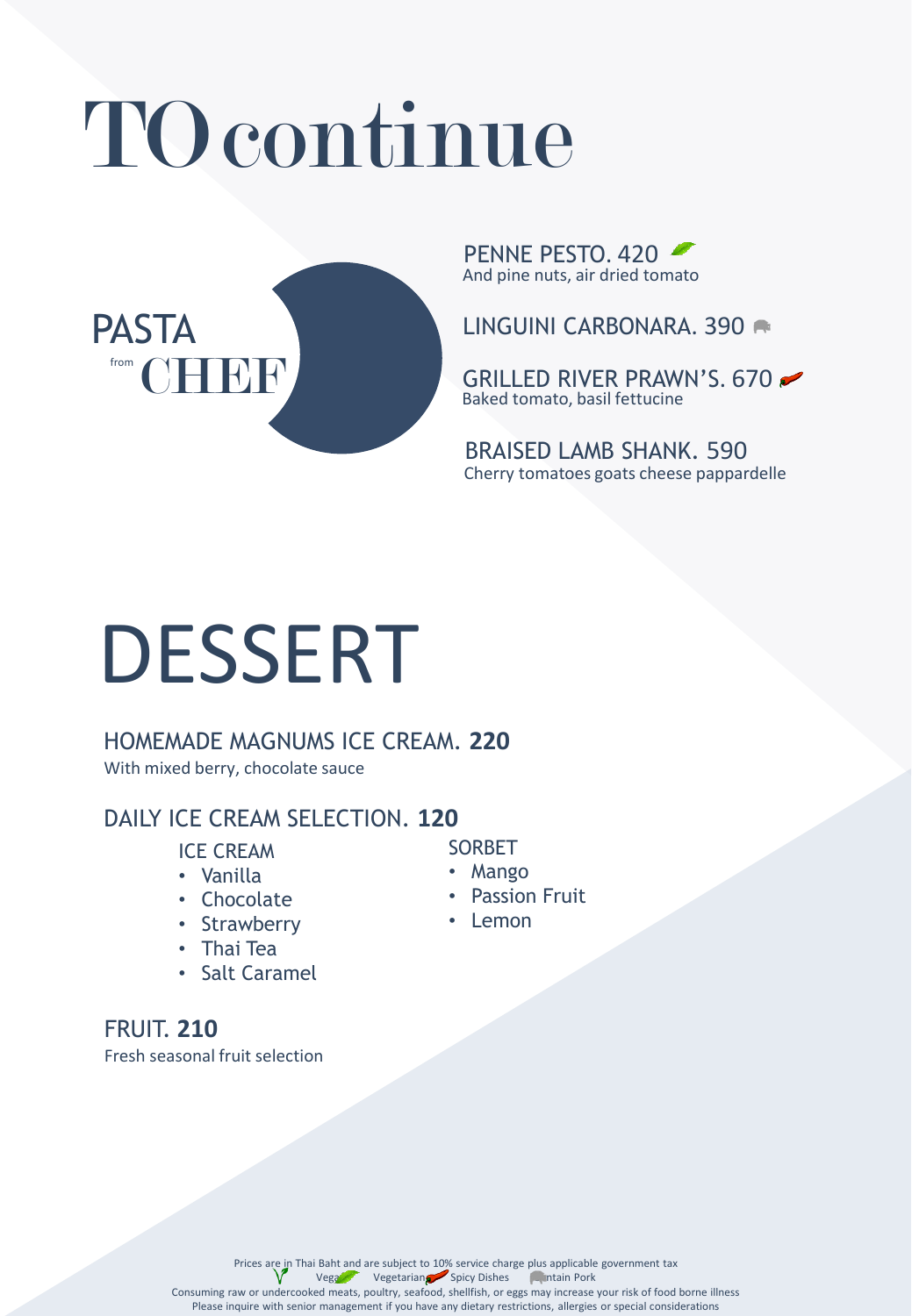# TO continue

## PASTA from CHEF

PENNE PESTO. 420
And pine nuts, air dried tomato

LINGUINI CARBONARA. 390

GRILLED RIVER PRAWN'S. 670
Baked tomato, basil fettucine

BRAISED LAMB SHANK. 590
Cherry tomatoes goats cheese pappardelle

# DESSERT

HOMEMADE MAGNUMS ICE CREAM. **220**
With mixed berry, chocolate sauce

DAILY ICE CREAM SELECTION. **120**

ICE CREAM
- Vanilla
- Chocolate
- Strawberry
- Thai Tea
- Salt Caramel

SORBET
- Mango
- Passion Fruit
- Lemon

FRUIT. **210**
Fresh seasonal fruit selection

Prices are in Thai Baht and are subject to 10% service charge plus applicable government tax
Vegan Vegetarian Spicy Dishes Contain Pork
Consuming raw or undercooked meats, poultry, seafood, shellfish, or eggs may increase your risk of food borne illness
Please inquire with senior management if you have any dietary restrictions, allergies or special considerations